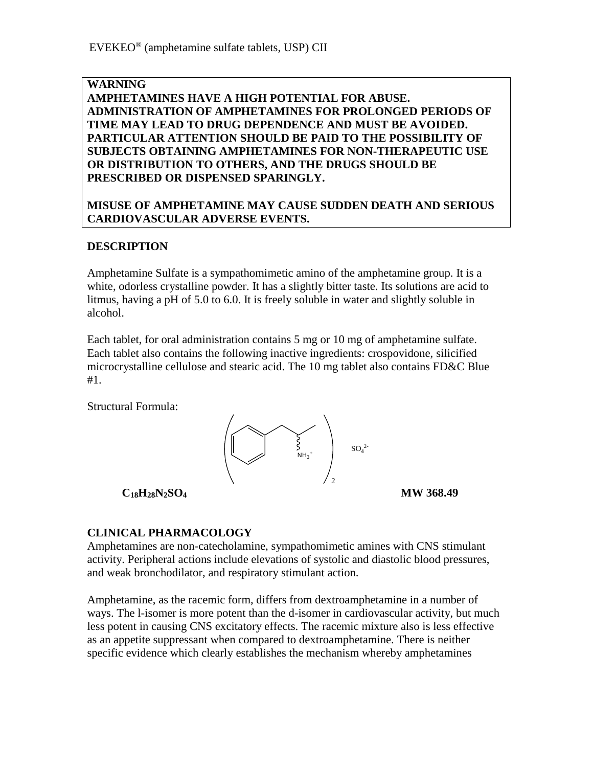EVEKEO® (amphetamine sulfate tablets, USP) CII

**WARNING**
**AMPHETAMINES HAVE A HIGH POTENTIAL FOR ABUSE. ADMINISTRATION OF AMPHETAMINES FOR PROLONGED PERIODS OF TIME MAY LEAD TO DRUG DEPENDENCE AND MUST BE AVOIDED. PARTICULAR ATTENTION SHOULD BE PAID TO THE POSSIBILITY OF SUBJECTS OBTAINING AMPHETAMINES FOR NON-THERAPEUTIC USE OR DISTRIBUTION TO OTHERS, AND THE DRUGS SHOULD BE PRESCRIBED OR DISPENSED SPARINGLY.**

**MISUSE OF AMPHETAMINE MAY CAUSE SUDDEN DEATH AND SERIOUS CARDIOVASCULAR ADVERSE EVENTS.**

## DESCRIPTION

Amphetamine Sulfate is a sympathomimetic amino of the amphetamine group. It is a white, odorless crystalline powder. It has a slightly bitter taste. Its solutions are acid to litmus, having a pH of 5.0 to 6.0. It is freely soluble in water and slightly soluble in alcohol.

Each tablet, for oral administration contains 5 mg or 10 mg of amphetamine sulfate. Each tablet also contains the following inactive ingredients: crospovidone, silicified microcrystalline cellulose and stearic acid. The 10 mg tablet also contains FD&C Blue #1.

Structural Formula:

$NH_3^+$ $SO_4^{2-}$ (...)$_2$

**$C_{18}H_{28}N_2SO_4$** **MW 368.49**

## CLINICAL PHARMACOLOGY

Amphetamines are non-catecholamine, sympathomimetic amines with CNS stimulant activity. Peripheral actions include elevations of systolic and diastolic blood pressures, and weak bronchodilator, and respiratory stimulant action.

Amphetamine, as the racemic form, differs from dextroamphetamine in a number of ways. The l-isomer is more potent than the d-isomer in cardiovascular activity, but much less potent in causing CNS excitatory effects. The racemic mixture also is less effective as an appetite suppressant when compared to dextroamphetamine. There is neither specific evidence which clearly establishes the mechanism whereby amphetamines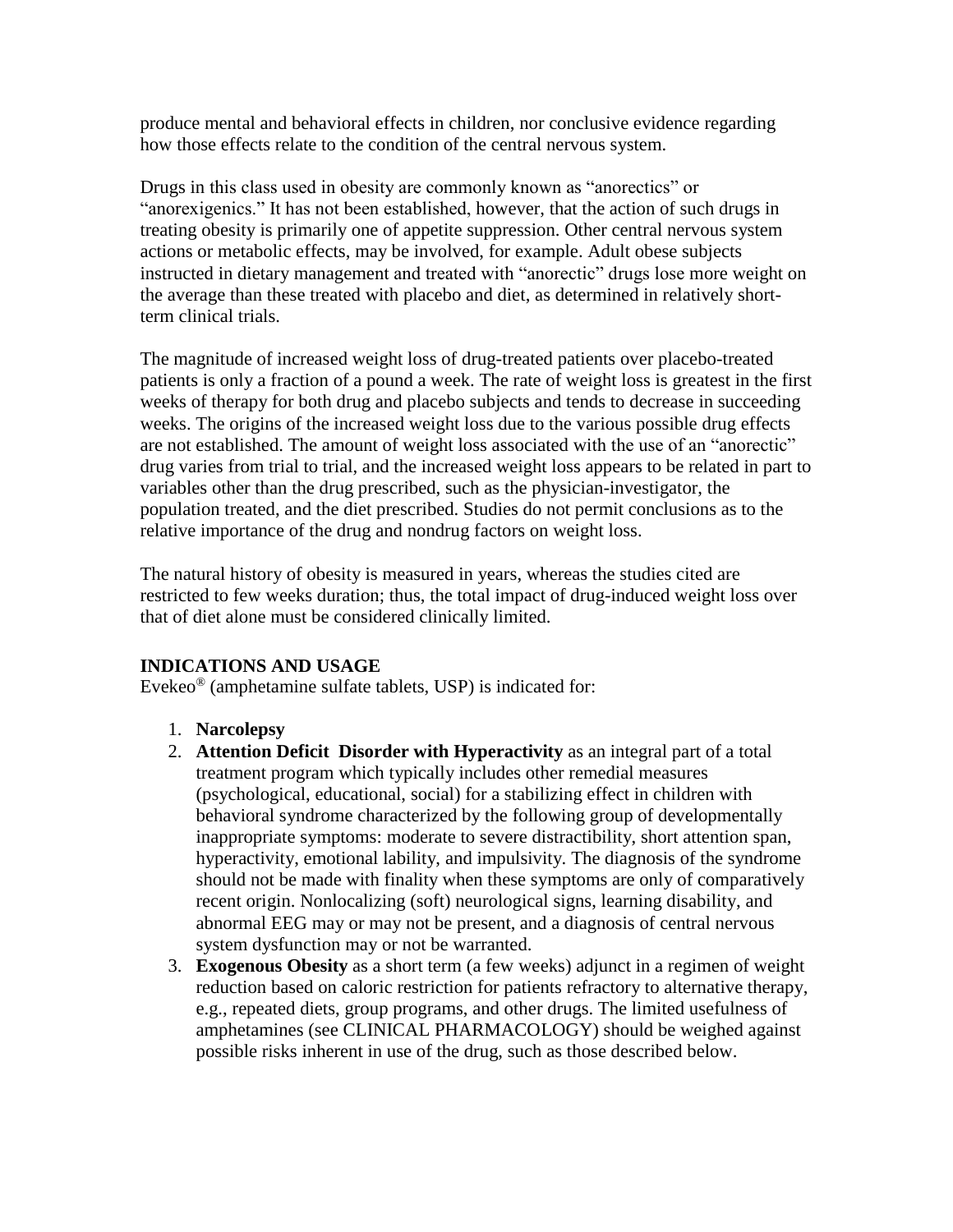produce mental and behavioral effects in children, nor conclusive evidence regarding how those effects relate to the condition of the central nervous system.

Drugs in this class used in obesity are commonly known as "anorectics" or "anorexigenics." It has not been established, however, that the action of such drugs in treating obesity is primarily one of appetite suppression. Other central nervous system actions or metabolic effects, may be involved, for example. Adult obese subjects instructed in dietary management and treated with "anorectic" drugs lose more weight on the average than these treated with placebo and diet, as determined in relatively short-term clinical trials.

The magnitude of increased weight loss of drug-treated patients over placebo-treated patients is only a fraction of a pound a week. The rate of weight loss is greatest in the first weeks of therapy for both drug and placebo subjects and tends to decrease in succeeding weeks. The origins of the increased weight loss due to the various possible drug effects are not established. The amount of weight loss associated with the use of an "anorectic" drug varies from trial to trial, and the increased weight loss appears to be related in part to variables other than the drug prescribed, such as the physician-investigator, the population treated, and the diet prescribed. Studies do not permit conclusions as to the relative importance of the drug and nondrug factors on weight loss.

The natural history of obesity is measured in years, whereas the studies cited are restricted to few weeks duration; thus, the total impact of drug-induced weight loss over that of diet alone must be considered clinically limited.

## INDICATIONS AND USAGE

Evekeo® (amphetamine sulfate tablets, USP) is indicated for:

1. **Narcolepsy**
2. **Attention Deficit Disorder with Hyperactivity** as an integral part of a total treatment program which typically includes other remedial measures (psychological, educational, social) for a stabilizing effect in children with behavioral syndrome characterized by the following group of developmentally inappropriate symptoms: moderate to severe distractibility, short attention span, hyperactivity, emotional lability, and impulsivity. The diagnosis of the syndrome should not be made with finality when these symptoms are only of comparatively recent origin. Nonlocalizing (soft) neurological signs, learning disability, and abnormal EEG may or may not be present, and a diagnosis of central nervous system dysfunction may or not be warranted.
3. **Exogenous Obesity** as a short term (a few weeks) adjunct in a regimen of weight reduction based on caloric restriction for patients refractory to alternative therapy, e.g., repeated diets, group programs, and other drugs. The limited usefulness of amphetamines (see CLINICAL PHARMACOLOGY) should be weighed against possible risks inherent in use of the drug, such as those described below.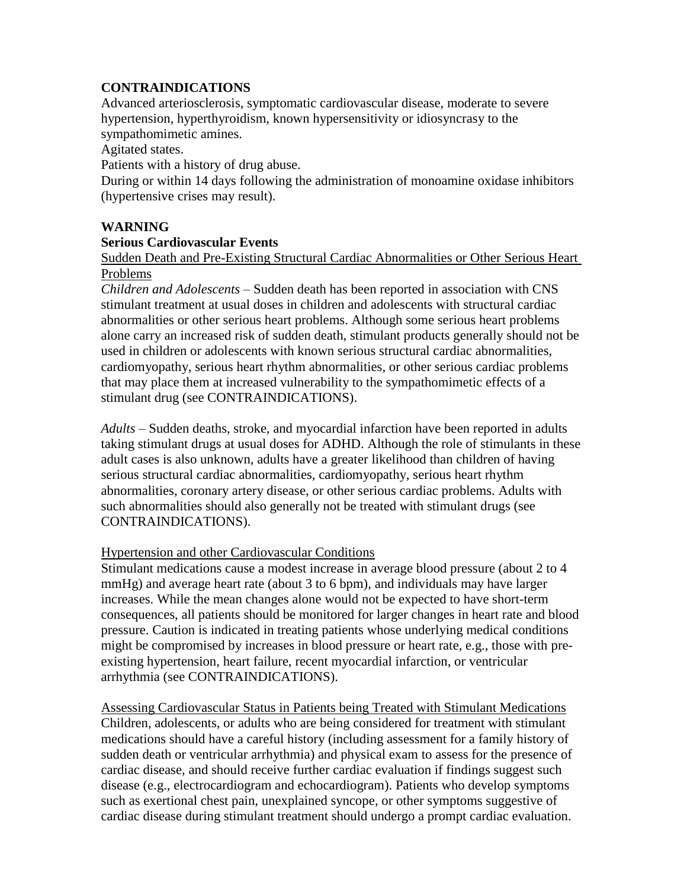## CONTRAINDICATIONS

Advanced arteriosclerosis, symptomatic cardiovascular disease, moderate to severe hypertension, hyperthyroidism, known hypersensitivity or idiosyncrasy to the sympathomimetic amines.

Agitated states.

Patients with a history of drug abuse.

During or within 14 days following the administration of monoamine oxidase inhibitors (hypertensive crises may result).

## WARNING

### Serious Cardiovascular Events

Sudden Death and Pre-Existing Structural Cardiac Abnormalities or Other Serious Heart Problems

*Children and Adolescents* – Sudden death has been reported in association with CNS stimulant treatment at usual doses in children and adolescents with structural cardiac abnormalities or other serious heart problems. Although some serious heart problems alone carry an increased risk of sudden death, stimulant products generally should not be used in children or adolescents with known serious structural cardiac abnormalities, cardiomyopathy, serious heart rhythm abnormalities, or other serious cardiac problems that may place them at increased vulnerability to the sympathomimetic effects of a stimulant drug (see CONTRAINDICATIONS).

*Adults* – Sudden deaths, stroke, and myocardial infarction have been reported in adults taking stimulant drugs at usual doses for ADHD. Although the role of stimulants in these adult cases is also unknown, adults have a greater likelihood than children of having serious structural cardiac abnormalities, cardiomyopathy, serious heart rhythm abnormalities, coronary artery disease, or other serious cardiac problems. Adults with such abnormalities should also generally not be treated with stimulant drugs (see CONTRAINDICATIONS).

Hypertension and other Cardiovascular Conditions

Stimulant medications cause a modest increase in average blood pressure (about 2 to 4 mmHg) and average heart rate (about 3 to 6 bpm), and individuals may have larger increases. While the mean changes alone would not be expected to have short-term consequences, all patients should be monitored for larger changes in heart rate and blood pressure. Caution is indicated in treating patients whose underlying medical conditions might be compromised by increases in blood pressure or heart rate, e.g., those with pre-existing hypertension, heart failure, recent myocardial infarction, or ventricular arrhythmia (see CONTRAINDICATIONS).

Assessing Cardiovascular Status in Patients being Treated with Stimulant Medications

Children, adolescents, or adults who are being considered for treatment with stimulant medications should have a careful history (including assessment for a family history of sudden death or ventricular arrhythmia) and physical exam to assess for the presence of cardiac disease, and should receive further cardiac evaluation if findings suggest such disease (e.g., electrocardiogram and echocardiogram). Patients who develop symptoms such as exertional chest pain, unexplained syncope, or other symptoms suggestive of cardiac disease during stimulant treatment should undergo a prompt cardiac evaluation.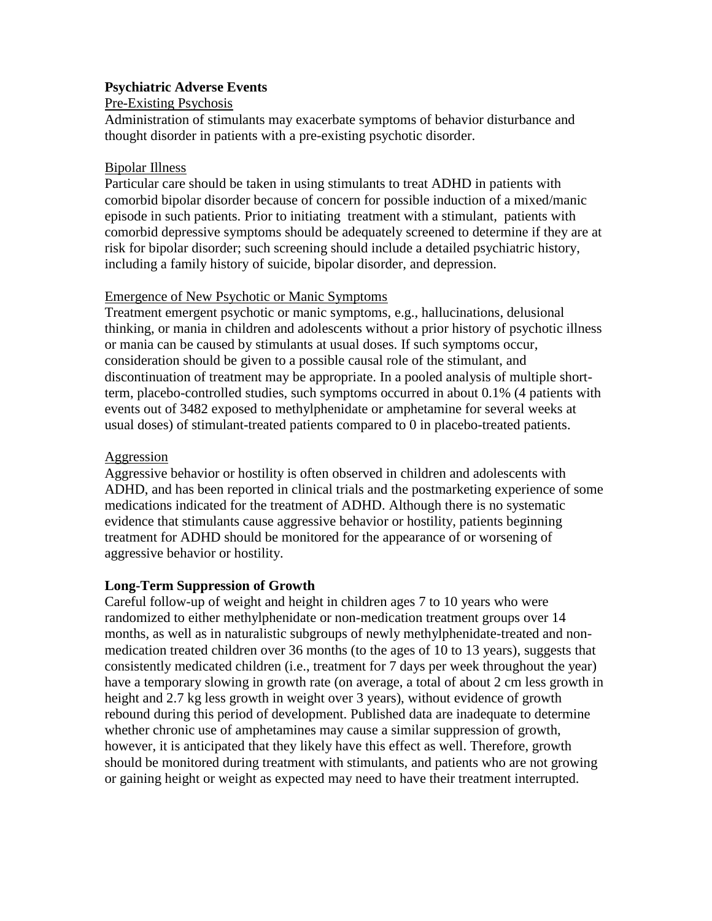**Psychiatric Adverse Events**

Pre-Existing Psychosis

Administration of stimulants may exacerbate symptoms of behavior disturbance and thought disorder in patients with a pre-existing psychotic disorder.

Bipolar Illness

Particular care should be taken in using stimulants to treat ADHD in patients with comorbid bipolar disorder because of concern for possible induction of a mixed/manic episode in such patients. Prior to initiating treatment with a stimulant, patients with comorbid depressive symptoms should be adequately screened to determine if they are at risk for bipolar disorder; such screening should include a detailed psychiatric history, including a family history of suicide, bipolar disorder, and depression.

Emergence of New Psychotic or Manic Symptoms

Treatment emergent psychotic or manic symptoms, e.g., hallucinations, delusional thinking, or mania in children and adolescents without a prior history of psychotic illness or mania can be caused by stimulants at usual doses. If such symptoms occur, consideration should be given to a possible causal role of the stimulant, and discontinuation of treatment may be appropriate. In a pooled analysis of multiple short-term, placebo-controlled studies, such symptoms occurred in about 0.1% (4 patients with events out of 3482 exposed to methylphenidate or amphetamine for several weeks at usual doses) of stimulant-treated patients compared to 0 in placebo-treated patients.

Aggression

Aggressive behavior or hostility is often observed in children and adolescents with ADHD, and has been reported in clinical trials and the postmarketing experience of some medications indicated for the treatment of ADHD. Although there is no systematic evidence that stimulants cause aggressive behavior or hostility, patients beginning treatment for ADHD should be monitored for the appearance of or worsening of aggressive behavior or hostility.

**Long-Term Suppression of Growth**

Careful follow-up of weight and height in children ages 7 to 10 years who were randomized to either methylphenidate or non-medication treatment groups over 14 months, as well as in naturalistic subgroups of newly methylphenidate-treated and non-medication treated children over 36 months (to the ages of 10 to 13 years), suggests that consistently medicated children (i.e., treatment for 7 days per week throughout the year) have a temporary slowing in growth rate (on average, a total of about 2 cm less growth in height and 2.7 kg less growth in weight over 3 years), without evidence of growth rebound during this period of development. Published data are inadequate to determine whether chronic use of amphetamines may cause a similar suppression of growth, however, it is anticipated that they likely have this effect as well. Therefore, growth should be monitored during treatment with stimulants, and patients who are not growing or gaining height or weight as expected may need to have their treatment interrupted.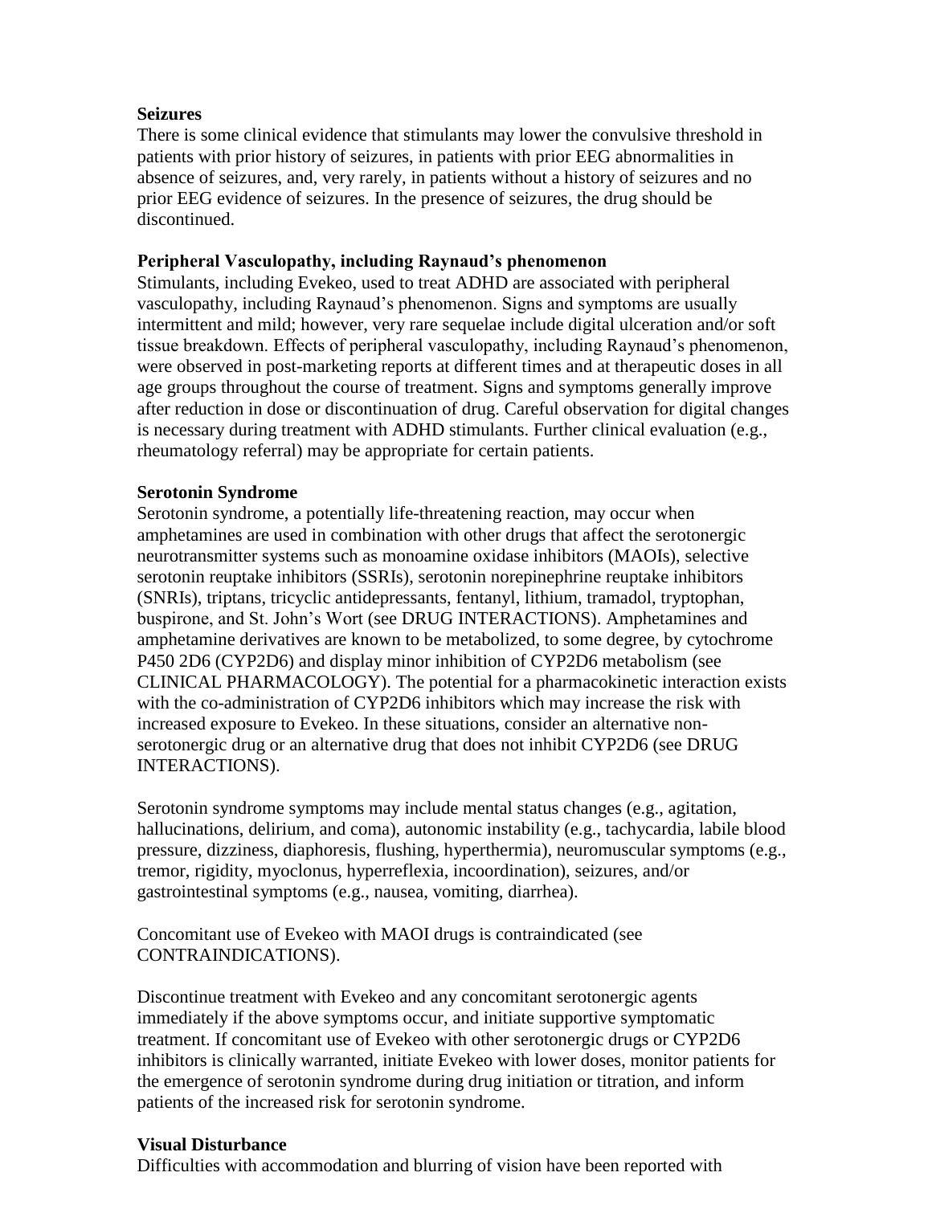**Seizures**

There is some clinical evidence that stimulants may lower the convulsive threshold in patients with prior history of seizures, in patients with prior EEG abnormalities in absence of seizures, and, very rarely, in patients without a history of seizures and no prior EEG evidence of seizures. In the presence of seizures, the drug should be discontinued.

**Peripheral Vasculopathy, including Raynaud's phenomenon**

Stimulants, including Evekeo, used to treat ADHD are associated with peripheral vasculopathy, including Raynaud's phenomenon. Signs and symptoms are usually intermittent and mild; however, very rare sequelae include digital ulceration and/or soft tissue breakdown. Effects of peripheral vasculopathy, including Raynaud's phenomenon, were observed in post-marketing reports at different times and at therapeutic doses in all age groups throughout the course of treatment. Signs and symptoms generally improve after reduction in dose or discontinuation of drug. Careful observation for digital changes is necessary during treatment with ADHD stimulants. Further clinical evaluation (e.g., rheumatology referral) may be appropriate for certain patients.

**Serotonin Syndrome**

Serotonin syndrome, a potentially life-threatening reaction, may occur when amphetamines are used in combination with other drugs that affect the serotonergic neurotransmitter systems such as monoamine oxidase inhibitors (MAOIs), selective serotonin reuptake inhibitors (SSRIs), serotonin norepinephrine reuptake inhibitors (SNRIs), triptans, tricyclic antidepressants, fentanyl, lithium, tramadol, tryptophan, buspirone, and St. John's Wort (see DRUG INTERACTIONS). Amphetamines and amphetamine derivatives are known to be metabolized, to some degree, by cytochrome P450 2D6 (CYP2D6) and display minor inhibition of CYP2D6 metabolism (see CLINICAL PHARMACOLOGY). The potential for a pharmacokinetic interaction exists with the co-administration of CYP2D6 inhibitors which may increase the risk with increased exposure to Evekeo. In these situations, consider an alternative non-serotonergic drug or an alternative drug that does not inhibit CYP2D6 (see DRUG INTERACTIONS).

Serotonin syndrome symptoms may include mental status changes (e.g., agitation, hallucinations, delirium, and coma), autonomic instability (e.g., tachycardia, labile blood pressure, dizziness, diaphoresis, flushing, hyperthermia), neuromuscular symptoms (e.g., tremor, rigidity, myoclonus, hyperreflexia, incoordination), seizures, and/or gastrointestinal symptoms (e.g., nausea, vomiting, diarrhea).

Concomitant use of Evekeo with MAOI drugs is contraindicated (see CONTRAINDICATIONS).

Discontinue treatment with Evekeo and any concomitant serotonergic agents immediately if the above symptoms occur, and initiate supportive symptomatic treatment. If concomitant use of Evekeo with other serotonergic drugs or CYP2D6 inhibitors is clinically warranted, initiate Evekeo with lower doses, monitor patients for the emergence of serotonin syndrome during drug initiation or titration, and inform patients of the increased risk for serotonin syndrome.

**Visual Disturbance**

Difficulties with accommodation and blurring of vision have been reported with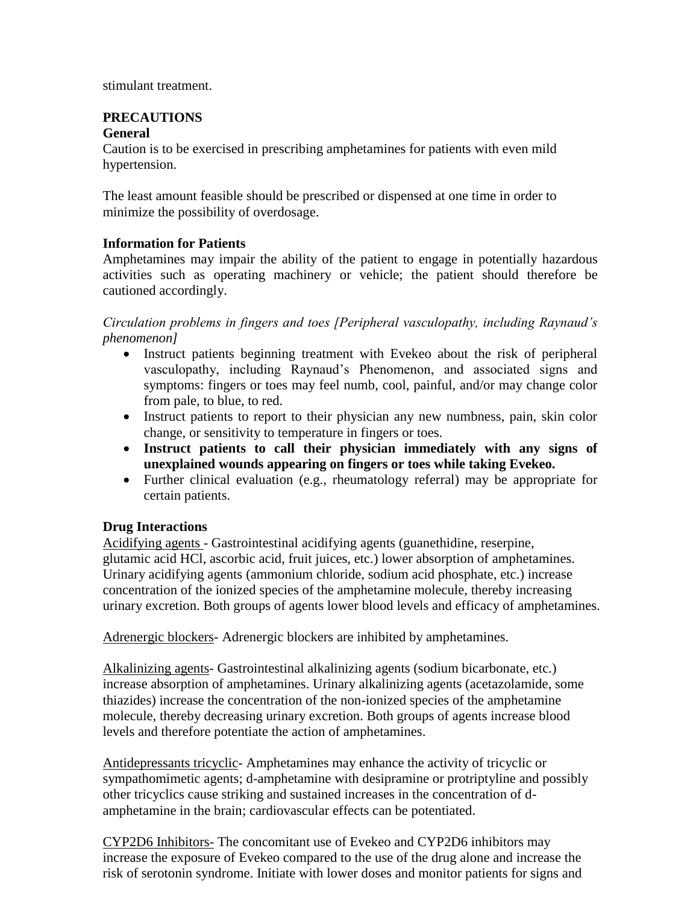stimulant treatment.

## PRECAUTIONS

### General

Caution is to be exercised in prescribing amphetamines for patients with even mild hypertension.

The least amount feasible should be prescribed or dispensed at one time in order to minimize the possibility of overdosage.

### Information for Patients

Amphetamines may impair the ability of the patient to engage in potentially hazardous activities such as operating machinery or vehicle; the patient should therefore be cautioned accordingly.

*Circulation problems in fingers and toes [Peripheral vasculopathy, including Raynaud's phenomenon]*

- Instruct patients beginning treatment with Evekeo about the risk of peripheral vasculopathy, including Raynaud's Phenomenon, and associated signs and symptoms: fingers or toes may feel numb, cool, painful, and/or may change color from pale, to blue, to red.
- Instruct patients to report to their physician any new numbness, pain, skin color change, or sensitivity to temperature in fingers or toes.
- **Instruct patients to call their physician immediately with any signs of unexplained wounds appearing on fingers or toes while taking Evekeo.**
- Further clinical evaluation (e.g., rheumatology referral) may be appropriate for certain patients.

### Drug Interactions

Acidifying agents - Gastrointestinal acidifying agents (guanethidine, reserpine, glutamic acid HCl, ascorbic acid, fruit juices, etc.) lower absorption of amphetamines. Urinary acidifying agents (ammonium chloride, sodium acid phosphate, etc.) increase concentration of the ionized species of the amphetamine molecule, thereby increasing urinary excretion. Both groups of agents lower blood levels and efficacy of amphetamines.

Adrenergic blockers- Adrenergic blockers are inhibited by amphetamines.

Alkalinizing agents- Gastrointestinal alkalinizing agents (sodium bicarbonate, etc.) increase absorption of amphetamines. Urinary alkalinizing agents (acetazolamide, some thiazides) increase the concentration of the non-ionized species of the amphetamine molecule, thereby decreasing urinary excretion. Both groups of agents increase blood levels and therefore potentiate the action of amphetamines.

Antidepressants tricyclic- Amphetamines may enhance the activity of tricyclic or sympathomimetic agents; d-amphetamine with desipramine or protriptyline and possibly other tricyclics cause striking and sustained increases in the concentration of d-amphetamine in the brain; cardiovascular effects can be potentiated.

CYP2D6 Inhibitors- The concomitant use of Evekeo and CYP2D6 inhibitors may increase the exposure of Evekeo compared to the use of the drug alone and increase the risk of serotonin syndrome. Initiate with lower doses and monitor patients for signs and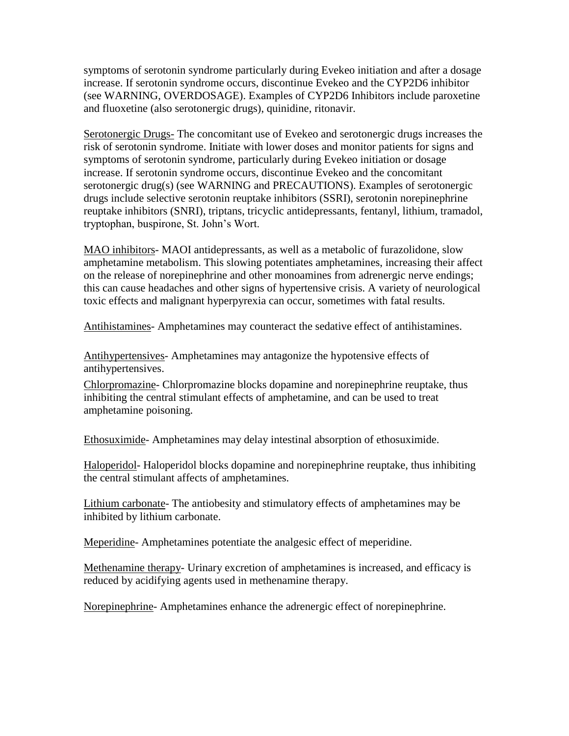symptoms of serotonin syndrome particularly during Evekeo initiation and after a dosage increase. If serotonin syndrome occurs, discontinue Evekeo and the CYP2D6 inhibitor (see WARNING, OVERDOSAGE). Examples of CYP2D6 Inhibitors include paroxetine and fluoxetine (also serotonergic drugs), quinidine, ritonavir.

Serotonergic Drugs- The concomitant use of Evekeo and serotonergic drugs increases the risk of serotonin syndrome. Initiate with lower doses and monitor patients for signs and symptoms of serotonin syndrome, particularly during Evekeo initiation or dosage increase. If serotonin syndrome occurs, discontinue Evekeo and the concomitant serotonergic drug(s) (see WARNING and PRECAUTIONS). Examples of serotonergic drugs include selective serotonin reuptake inhibitors (SSRI), serotonin norepinephrine reuptake inhibitors (SNRI), triptans, tricyclic antidepressants, fentanyl, lithium, tramadol, tryptophan, buspirone, St. John's Wort.

MAO inhibitors- MAOI antidepressants, as well as a metabolic of furazolidone, slow amphetamine metabolism. This slowing potentiates amphetamines, increasing their affect on the release of norepinephrine and other monoamines from adrenergic nerve endings; this can cause headaches and other signs of hypertensive crisis. A variety of neurological toxic effects and malignant hyperpyrexia can occur, sometimes with fatal results.

Antihistamines- Amphetamines may counteract the sedative effect of antihistamines.

Antihypertensives- Amphetamines may antagonize the hypotensive effects of antihypertensives.

Chlorpromazine- Chlorpromazine blocks dopamine and norepinephrine reuptake, thus inhibiting the central stimulant effects of amphetamine, and can be used to treat amphetamine poisoning.

Ethosuximide- Amphetamines may delay intestinal absorption of ethosuximide.

Haloperidol- Haloperidol blocks dopamine and norepinephrine reuptake, thus inhibiting the central stimulant affects of amphetamines.

Lithium carbonate- The antiobesity and stimulatory effects of amphetamines may be inhibited by lithium carbonate.

Meperidine- Amphetamines potentiate the analgesic effect of meperidine.

Methenamine therapy- Urinary excretion of amphetamines is increased, and efficacy is reduced by acidifying agents used in methenamine therapy.

Norepinephrine- Amphetamines enhance the adrenergic effect of norepinephrine.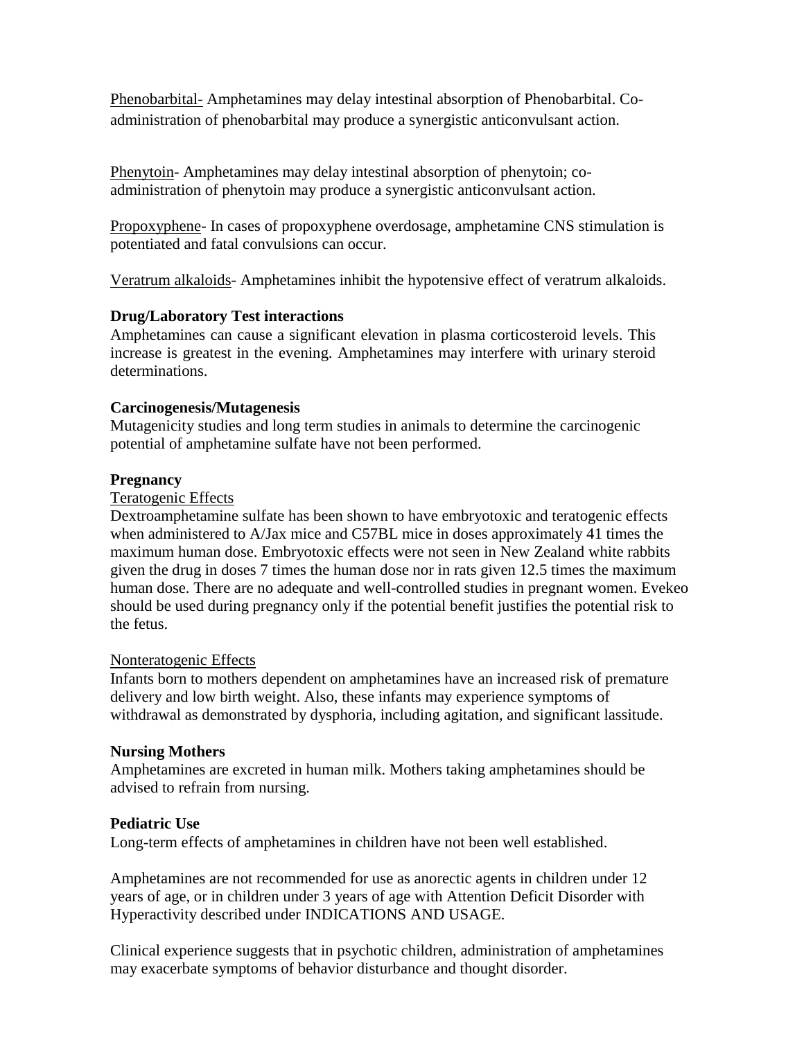Phenobarbital- Amphetamines may delay intestinal absorption of Phenobarbital. Co-administration of phenobarbital may produce a synergistic anticonvulsant action.

Phenytoin- Amphetamines may delay intestinal absorption of phenytoin; co-administration of phenytoin may produce a synergistic anticonvulsant action.

Propoxyphene- In cases of propoxyphene overdosage, amphetamine CNS stimulation is potentiated and fatal convulsions can occur.

Veratrum alkaloids- Amphetamines inhibit the hypotensive effect of veratrum alkaloids.

**Drug/Laboratory Test interactions**

Amphetamines can cause a significant elevation in plasma corticosteroid levels. This increase is greatest in the evening. Amphetamines may interfere with urinary steroid determinations.

**Carcinogenesis/Mutagenesis**

Mutagenicity studies and long term studies in animals to determine the carcinogenic potential of amphetamine sulfate have not been performed.

**Pregnancy**

Teratogenic Effects

Dextroamphetamine sulfate has been shown to have embryotoxic and teratogenic effects when administered to A/Jax mice and C57BL mice in doses approximately 41 times the maximum human dose. Embryotoxic effects were not seen in New Zealand white rabbits given the drug in doses 7 times the human dose nor in rats given 12.5 times the maximum human dose. There are no adequate and well-controlled studies in pregnant women. Evekeo should be used during pregnancy only if the potential benefit justifies the potential risk to the fetus.

Nonteratogenic Effects

Infants born to mothers dependent on amphetamines have an increased risk of premature delivery and low birth weight. Also, these infants may experience symptoms of withdrawal as demonstrated by dysphoria, including agitation, and significant lassitude.

**Nursing Mothers**

Amphetamines are excreted in human milk. Mothers taking amphetamines should be advised to refrain from nursing.

**Pediatric Use**

Long-term effects of amphetamines in children have not been well established.

Amphetamines are not recommended for use as anorectic agents in children under 12 years of age, or in children under 3 years of age with Attention Deficit Disorder with Hyperactivity described under INDICATIONS AND USAGE.

Clinical experience suggests that in psychotic children, administration of amphetamines may exacerbate symptoms of behavior disturbance and thought disorder.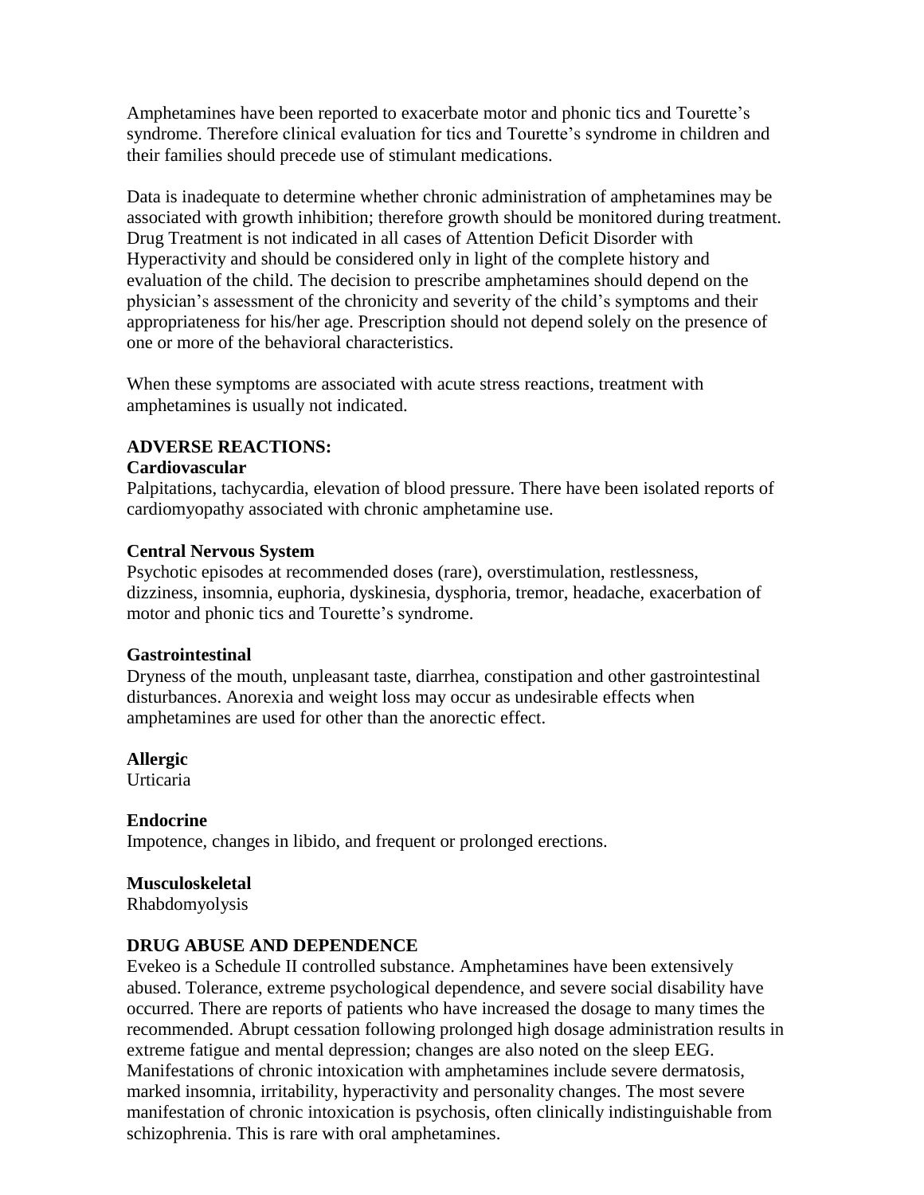Amphetamines have been reported to exacerbate motor and phonic tics and Tourette's syndrome. Therefore clinical evaluation for tics and Tourette's syndrome in children and their families should precede use of stimulant medications.

Data is inadequate to determine whether chronic administration of amphetamines may be associated with growth inhibition; therefore growth should be monitored during treatment. Drug Treatment is not indicated in all cases of Attention Deficit Disorder with Hyperactivity and should be considered only in light of the complete history and evaluation of the child. The decision to prescribe amphetamines should depend on the physician's assessment of the chronicity and severity of the child's symptoms and their appropriateness for his/her age. Prescription should not depend solely on the presence of one or more of the behavioral characteristics.

When these symptoms are associated with acute stress reactions, treatment with amphetamines is usually not indicated.

## ADVERSE REACTIONS:

**Cardiovascular**

Palpitations, tachycardia, elevation of blood pressure. There have been isolated reports of cardiomyopathy associated with chronic amphetamine use.

**Central Nervous System**

Psychotic episodes at recommended doses (rare), overstimulation, restlessness, dizziness, insomnia, euphoria, dyskinesia, dysphoria, tremor, headache, exacerbation of motor and phonic tics and Tourette's syndrome.

**Gastrointestinal**

Dryness of the mouth, unpleasant taste, diarrhea, constipation and other gastrointestinal disturbances. Anorexia and weight loss may occur as undesirable effects when amphetamines are used for other than the anorectic effect.

**Allergic**

Urticaria

**Endocrine**

Impotence, changes in libido, and frequent or prolonged erections.

**Musculoskeletal**

Rhabdomyolysis

## DRUG ABUSE AND DEPENDENCE

Evekeo is a Schedule II controlled substance. Amphetamines have been extensively abused. Tolerance, extreme psychological dependence, and severe social disability have occurred. There are reports of patients who have increased the dosage to many times the recommended. Abrupt cessation following prolonged high dosage administration results in extreme fatigue and mental depression; changes are also noted on the sleep EEG. Manifestations of chronic intoxication with amphetamines include severe dermatosis, marked insomnia, irritability, hyperactivity and personality changes. The most severe manifestation of chronic intoxication is psychosis, often clinically indistinguishable from schizophrenia. This is rare with oral amphetamines.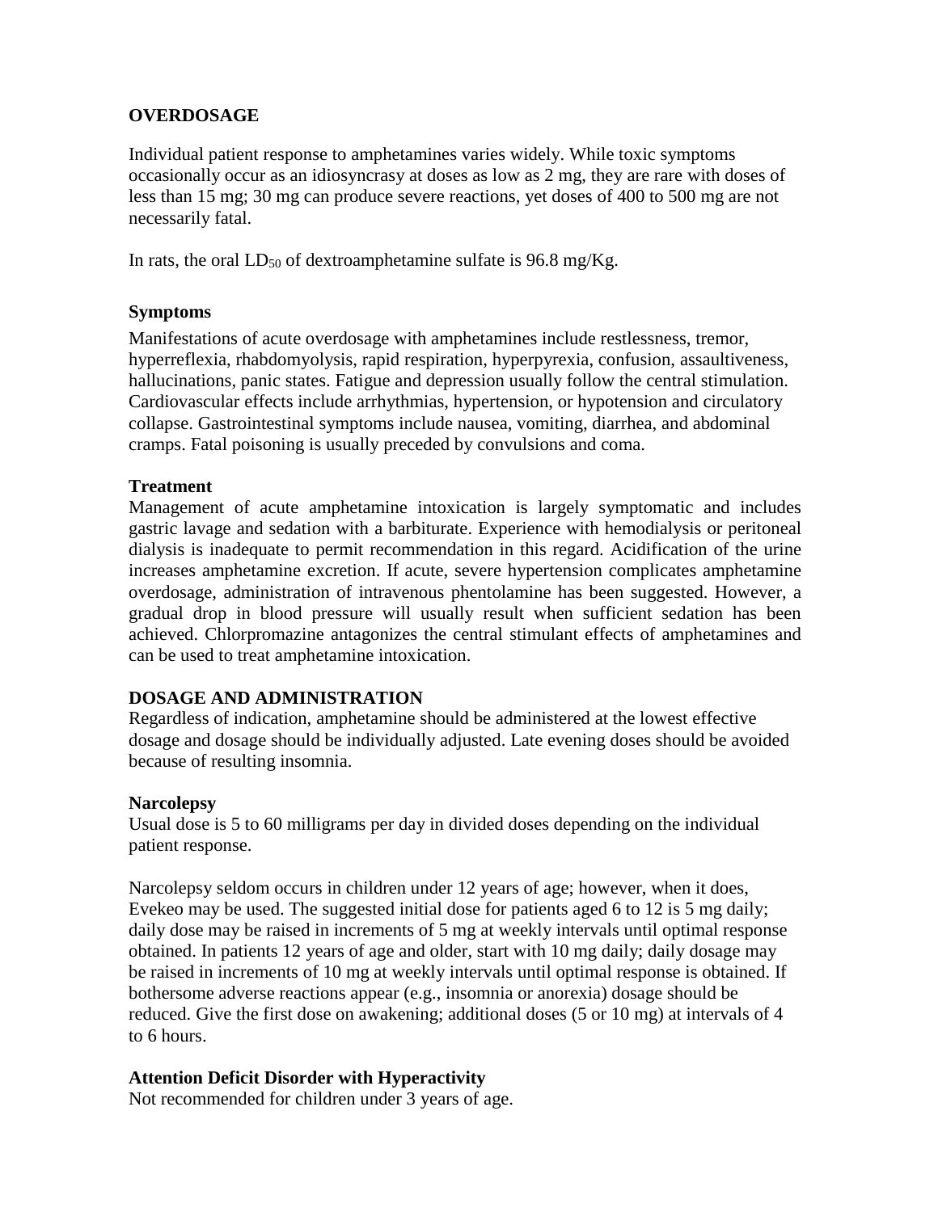## OVERDOSAGE

Individual patient response to amphetamines varies widely. While toxic symptoms occasionally occur as an idiosyncrasy at doses as low as 2 mg, they are rare with doses of less than 15 mg; 30 mg can produce severe reactions, yet doses of 400 to 500 mg are not necessarily fatal.

In rats, the oral $LD_{50}$ of dextroamphetamine sulfate is 96.8 mg/Kg.

### Symptoms

Manifestations of acute overdosage with amphetamines include restlessness, tremor, hyperreflexia, rhabdomyolysis, rapid respiration, hyperpyrexia, confusion, assaultiveness, hallucinations, panic states. Fatigue and depression usually follow the central stimulation. Cardiovascular effects include arrhythmias, hypertension, or hypotension and circulatory collapse. Gastrointestinal symptoms include nausea, vomiting, diarrhea, and abdominal cramps. Fatal poisoning is usually preceded by convulsions and coma.

### Treatment

Management of acute amphetamine intoxication is largely symptomatic and includes gastric lavage and sedation with a barbiturate. Experience with hemodialysis or peritoneal dialysis is inadequate to permit recommendation in this regard. Acidification of the urine increases amphetamine excretion. If acute, severe hypertension complicates amphetamine overdosage, administration of intravenous phentolamine has been suggested. However, a gradual drop in blood pressure will usually result when sufficient sedation has been achieved. Chlorpromazine antagonizes the central stimulant effects of amphetamines and can be used to treat amphetamine intoxication.

## DOSAGE AND ADMINISTRATION

Regardless of indication, amphetamine should be administered at the lowest effective dosage and dosage should be individually adjusted. Late evening doses should be avoided because of resulting insomnia.

### Narcolepsy

Usual dose is 5 to 60 milligrams per day in divided doses depending on the individual patient response.

Narcolepsy seldom occurs in children under 12 years of age; however, when it does, Evekeo may be used. The suggested initial dose for patients aged 6 to 12 is 5 mg daily; daily dose may be raised in increments of 5 mg at weekly intervals until optimal response obtained. In patients 12 years of age and older, start with 10 mg daily; daily dosage may be raised in increments of 10 mg at weekly intervals until optimal response is obtained. If bothersome adverse reactions appear (e.g., insomnia or anorexia) dosage should be reduced. Give the first dose on awakening; additional doses (5 or 10 mg) at intervals of 4 to 6 hours.

### Attention Deficit Disorder with Hyperactivity

Not recommended for children under 3 years of age.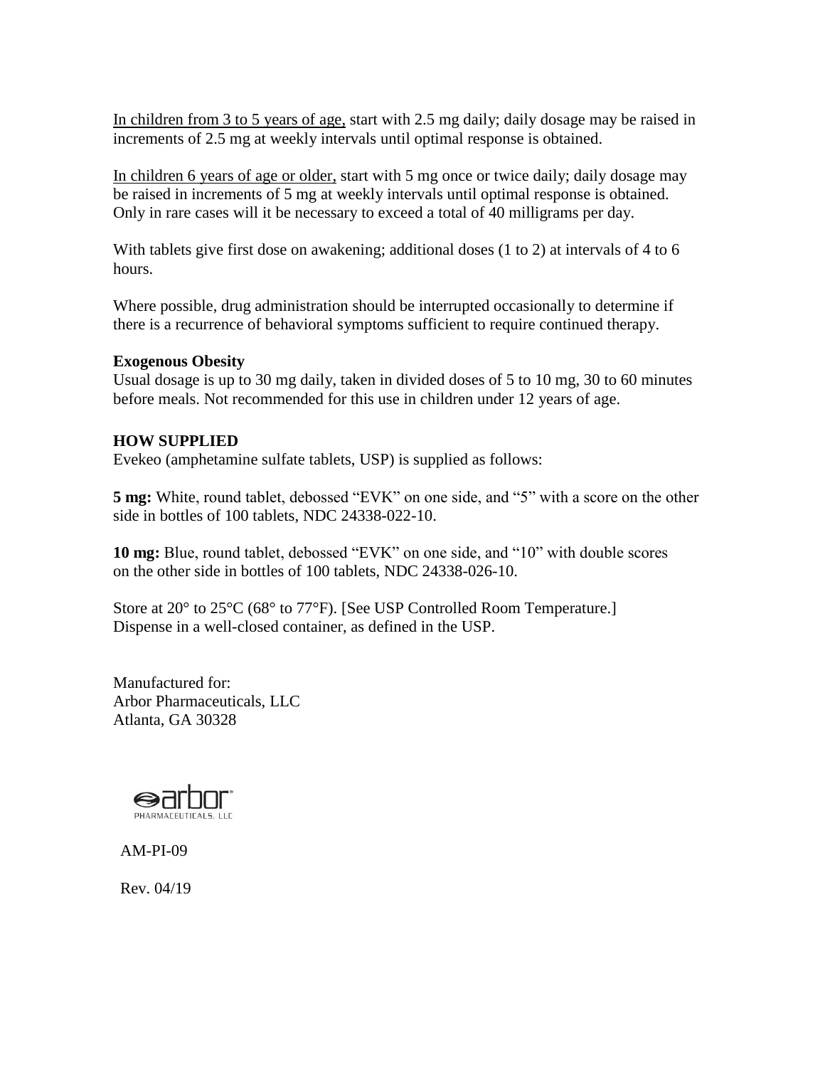In children from 3 to 5 years of age, start with 2.5 mg daily; daily dosage may be raised in increments of 2.5 mg at weekly intervals until optimal response is obtained.

In children 6 years of age or older, start with 5 mg once or twice daily; daily dosage may be raised in increments of 5 mg at weekly intervals until optimal response is obtained. Only in rare cases will it be necessary to exceed a total of 40 milligrams per day.

With tablets give first dose on awakening; additional doses (1 to 2) at intervals of 4 to 6 hours.

Where possible, drug administration should be interrupted occasionally to determine if there is a recurrence of behavioral symptoms sufficient to require continued therapy.

**Exogenous Obesity**

Usual dosage is up to 30 mg daily, taken in divided doses of 5 to 10 mg, 30 to 60 minutes before meals. Not recommended for this use in children under 12 years of age.

**HOW SUPPLIED**

Evekeo (amphetamine sulfate tablets, USP) is supplied as follows:

**5 mg:** White, round tablet, debossed "EVK" on one side, and "5" with a score on the other side in bottles of 100 tablets, NDC 24338-022-10.

**10 mg:** Blue, round tablet, debossed "EVK" on one side, and "10" with double scores on the other side in bottles of 100 tablets, NDC 24338-026-10.

Store at 20° to 25°C (68° to 77°F). [See USP Controlled Room Temperature.]
Dispense in a well-closed container, as defined in the USP.

Manufactured for:
Arbor Pharmaceuticals, LLC
Atlanta, GA 30328

arbor PHARMACEUTICALS, LLC

AM-PI-09

Rev. 04/19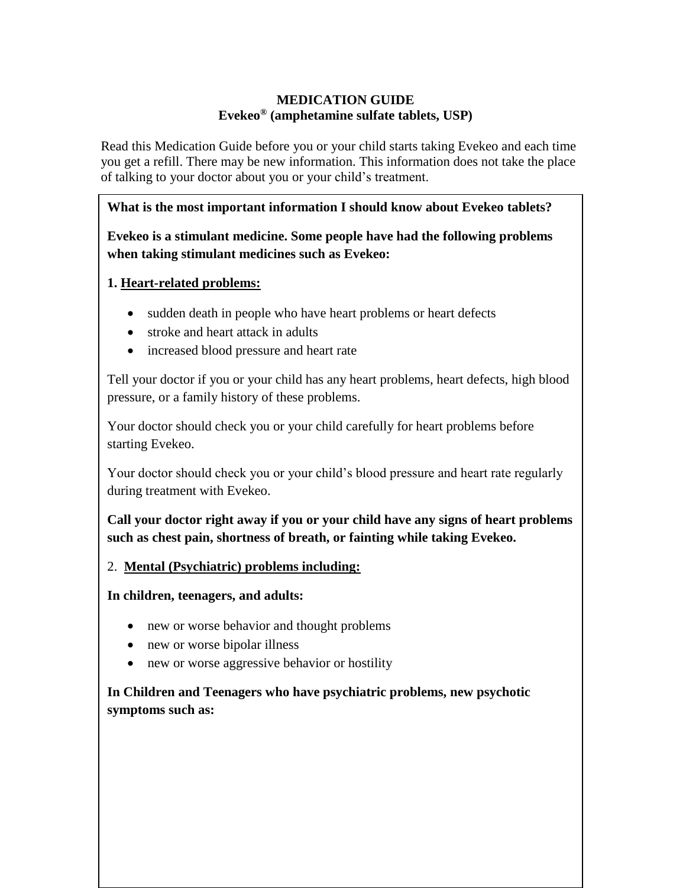## MEDICATION GUIDE
## Evekeo® (amphetamine sulfate tablets, USP)

Read this Medication Guide before you or your child starts taking Evekeo and each time you get a refill. There may be new information. This information does not take the place of talking to your doctor about you or your child's treatment.

**What is the most important information I should know about Evekeo tablets?**

**Evekeo is a stimulant medicine. Some people have had the following problems when taking stimulant medicines such as Evekeo:**

**1. Heart-related problems:**

- sudden death in people who have heart problems or heart defects
- stroke and heart attack in adults
- increased blood pressure and heart rate

Tell your doctor if you or your child has any heart problems, heart defects, high blood pressure, or a family history of these problems.

Your doctor should check you or your child carefully for heart problems before starting Evekeo.

Your doctor should check you or your child's blood pressure and heart rate regularly during treatment with Evekeo.

**Call your doctor right away if you or your child have any signs of heart problems such as chest pain, shortness of breath, or fainting while taking Evekeo.**

2. **Mental (Psychiatric) problems including:**

**In children, teenagers, and adults:**

- new or worse behavior and thought problems
- new or worse bipolar illness
- new or worse aggressive behavior or hostility

**In Children and Teenagers who have psychiatric problems, new psychotic symptoms such as:**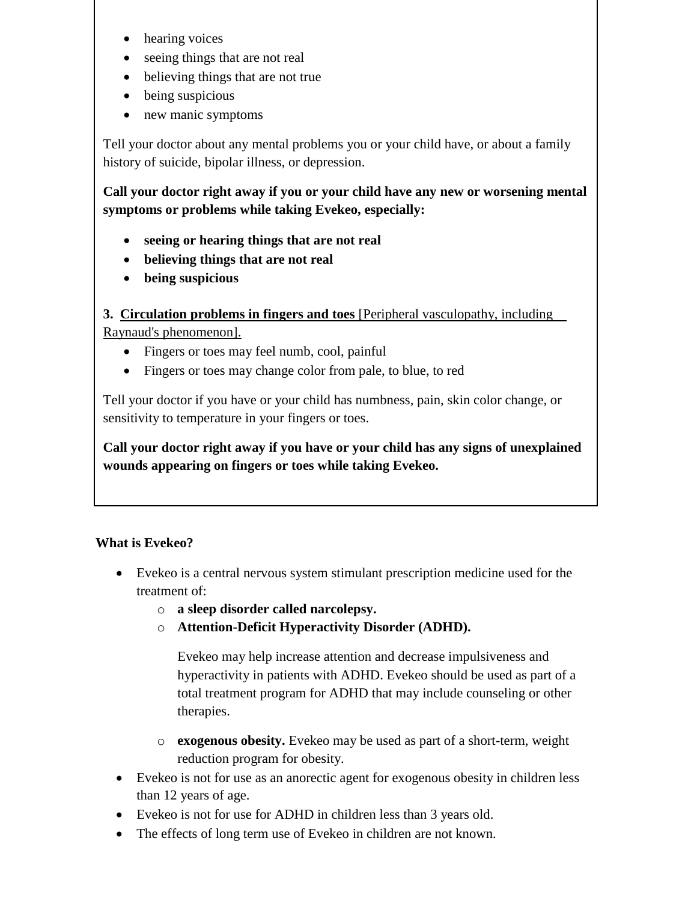- hearing voices
- seeing things that are not real
- believing things that are not true
- being suspicious
- new manic symptoms

Tell your doctor about any mental problems you or your child have, or about a family history of suicide, bipolar illness, or depression.

**Call your doctor right away if you or your child have any new or worsening mental symptoms or problems while taking Evekeo, especially:**

- **seeing or hearing things that are not real**
- **believing things that are not real**
- **being suspicious**

**3. <u>Circulation problems in fingers and toes</u>** <u>[Peripheral vasculopathy, including Raynaud's phenomenon].</u>

- Fingers or toes may feel numb, cool, painful
- Fingers or toes may change color from pale, to blue, to red

Tell your doctor if you have or your child has numbness, pain, skin color change, or sensitivity to temperature in your fingers or toes.

**Call your doctor right away if you have or your child has any signs of unexplained wounds appearing on fingers or toes while taking Evekeo.**

**What is Evekeo?**

- Evekeo is a central nervous system stimulant prescription medicine used for the treatment of:
  - **a sleep disorder called narcolepsy.**
  - **Attention-Deficit Hyperactivity Disorder (ADHD).**

    Evekeo may help increase attention and decrease impulsiveness and hyperactivity in patients with ADHD. Evekeo should be used as part of a total treatment program for ADHD that may include counseling or other therapies.

  - **exogenous obesity.** Evekeo may be used as part of a short-term, weight reduction program for obesity.
- Evekeo is not for use as an anorectic agent for exogenous obesity in children less than 12 years of age.
- Evekeo is not for use for ADHD in children less than 3 years old.
- The effects of long term use of Evekeo in children are not known.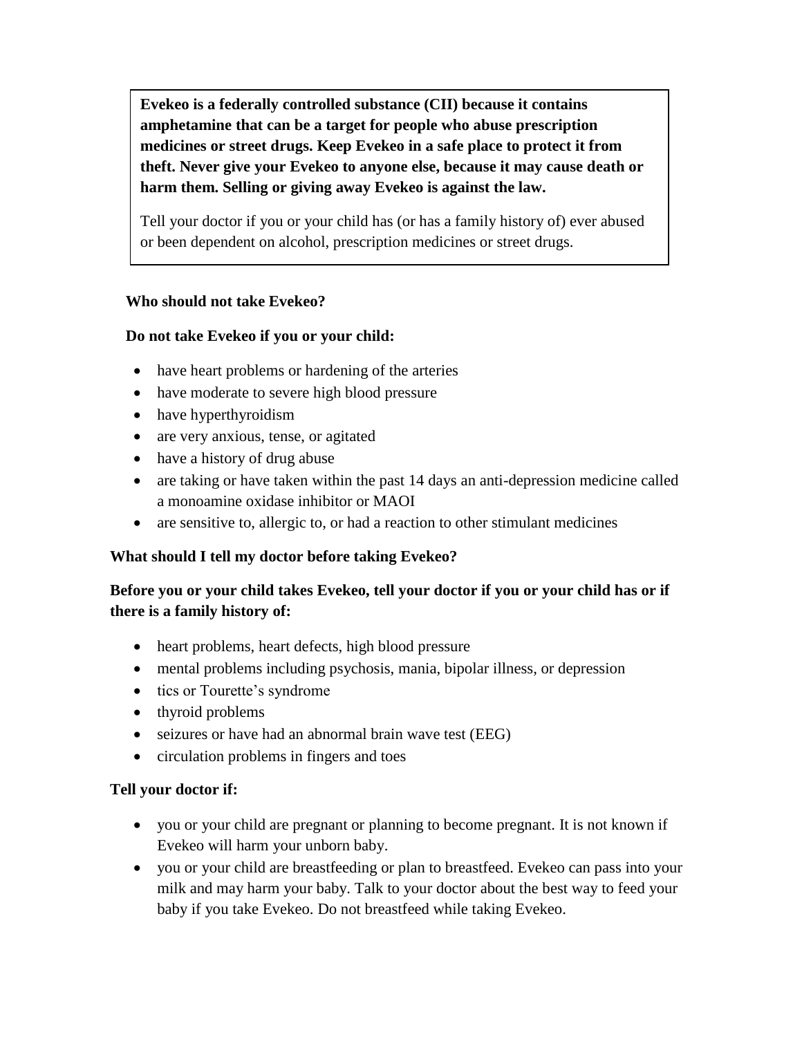**Evekeo is a federally controlled substance (CII) because it contains amphetamine that can be a target for people who abuse prescription medicines or street drugs. Keep Evekeo in a safe place to protect it from theft. Never give your Evekeo to anyone else, because it may cause death or harm them. Selling or giving away Evekeo is against the law.**

Tell your doctor if you or your child has (or has a family history of) ever abused or been dependent on alcohol, prescription medicines or street drugs.

**Who should not take Evekeo?**

**Do not take Evekeo if you or your child:**

- have heart problems or hardening of the arteries
- have moderate to severe high blood pressure
- have hyperthyroidism
- are very anxious, tense, or agitated
- have a history of drug abuse
- are taking or have taken within the past 14 days an anti-depression medicine called a monoamine oxidase inhibitor or MAOI
- are sensitive to, allergic to, or had a reaction to other stimulant medicines

**What should I tell my doctor before taking Evekeo?**

**Before you or your child takes Evekeo, tell your doctor if you or your child has or if there is a family history of:**

- heart problems, heart defects, high blood pressure
- mental problems including psychosis, mania, bipolar illness, or depression
- tics or Tourette's syndrome
- thyroid problems
- seizures or have had an abnormal brain wave test (EEG)
- circulation problems in fingers and toes

**Tell your doctor if:**

- you or your child are pregnant or planning to become pregnant. It is not known if Evekeo will harm your unborn baby.
- you or your child are breastfeeding or plan to breastfeed. Evekeo can pass into your milk and may harm your baby. Talk to your doctor about the best way to feed your baby if you take Evekeo. Do not breastfeed while taking Evekeo.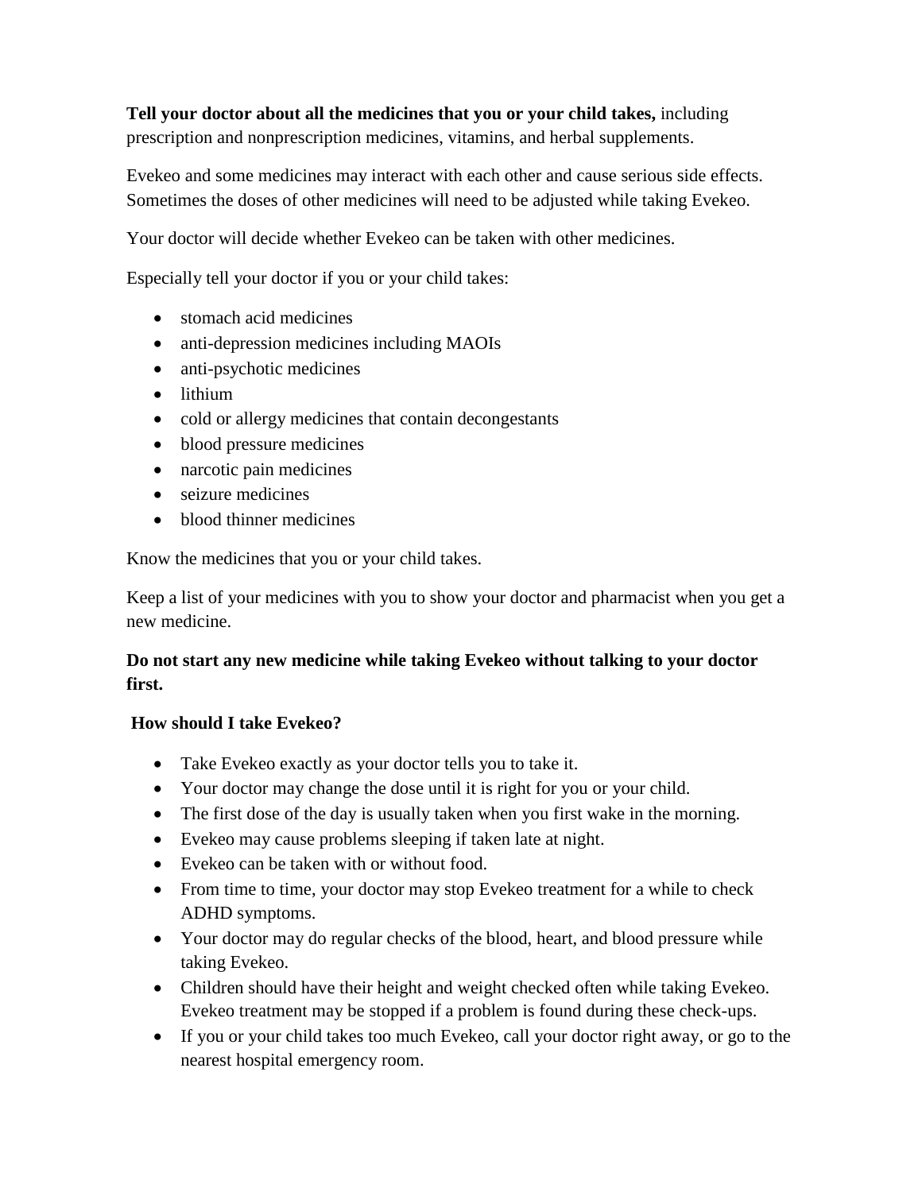**Tell your doctor about all the medicines that you or your child takes,** including prescription and nonprescription medicines, vitamins, and herbal supplements.

Evekeo and some medicines may interact with each other and cause serious side effects. Sometimes the doses of other medicines will need to be adjusted while taking Evekeo.

Your doctor will decide whether Evekeo can be taken with other medicines.

Especially tell your doctor if you or your child takes:

- stomach acid medicines
- anti-depression medicines including MAOIs
- anti-psychotic medicines
- lithium
- cold or allergy medicines that contain decongestants
- blood pressure medicines
- narcotic pain medicines
- seizure medicines
- blood thinner medicines

Know the medicines that you or your child takes.

Keep a list of your medicines with you to show your doctor and pharmacist when you get a new medicine.

**Do not start any new medicine while taking Evekeo without talking to your doctor first.**

**How should I take Evekeo?**

- Take Evekeo exactly as your doctor tells you to take it.
- Your doctor may change the dose until it is right for you or your child.
- The first dose of the day is usually taken when you first wake in the morning.
- Evekeo may cause problems sleeping if taken late at night.
- Evekeo can be taken with or without food.
- From time to time, your doctor may stop Evekeo treatment for a while to check ADHD symptoms.
- Your doctor may do regular checks of the blood, heart, and blood pressure while taking Evekeo.
- Children should have their height and weight checked often while taking Evekeo. Evekeo treatment may be stopped if a problem is found during these check-ups.
- If you or your child takes too much Evekeo, call your doctor right away, or go to the nearest hospital emergency room.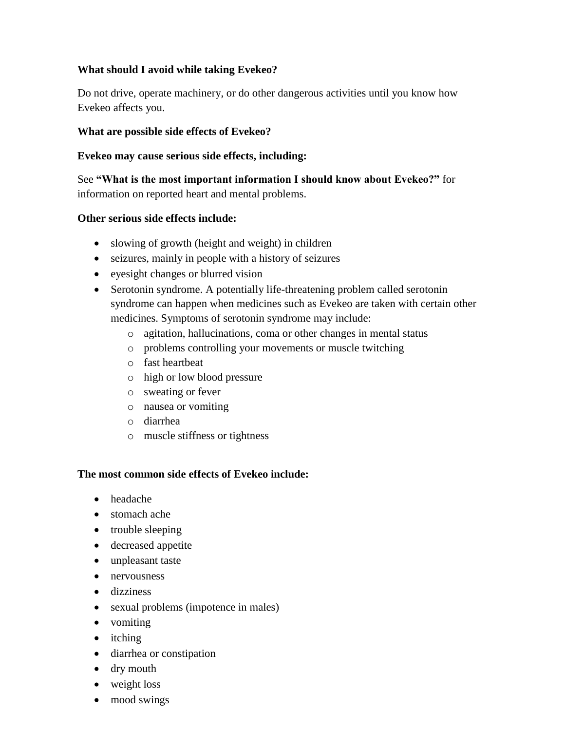**What should I avoid while taking Evekeo?**

Do not drive, operate machinery, or do other dangerous activities until you know how Evekeo affects you.

**What are possible side effects of Evekeo?**

**Evekeo may cause serious side effects, including:**

See **"What is the most important information I should know about Evekeo?"** for information on reported heart and mental problems.

**Other serious side effects include:**

- slowing of growth (height and weight) in children
- seizures, mainly in people with a history of seizures
- eyesight changes or blurred vision
- Serotonin syndrome. A potentially life-threatening problem called serotonin syndrome can happen when medicines such as Evekeo are taken with certain other medicines. Symptoms of serotonin syndrome may include:
  - agitation, hallucinations, coma or other changes in mental status
  - problems controlling your movements or muscle twitching
  - fast heartbeat
  - high or low blood pressure
  - sweating or fever
  - nausea or vomiting
  - diarrhea
  - muscle stiffness or tightness

**The most common side effects of Evekeo include:**

- headache
- stomach ache
- trouble sleeping
- decreased appetite
- unpleasant taste
- nervousness
- dizziness
- sexual problems (impotence in males)
- vomiting
- itching
- diarrhea or constipation
- dry mouth
- weight loss
- mood swings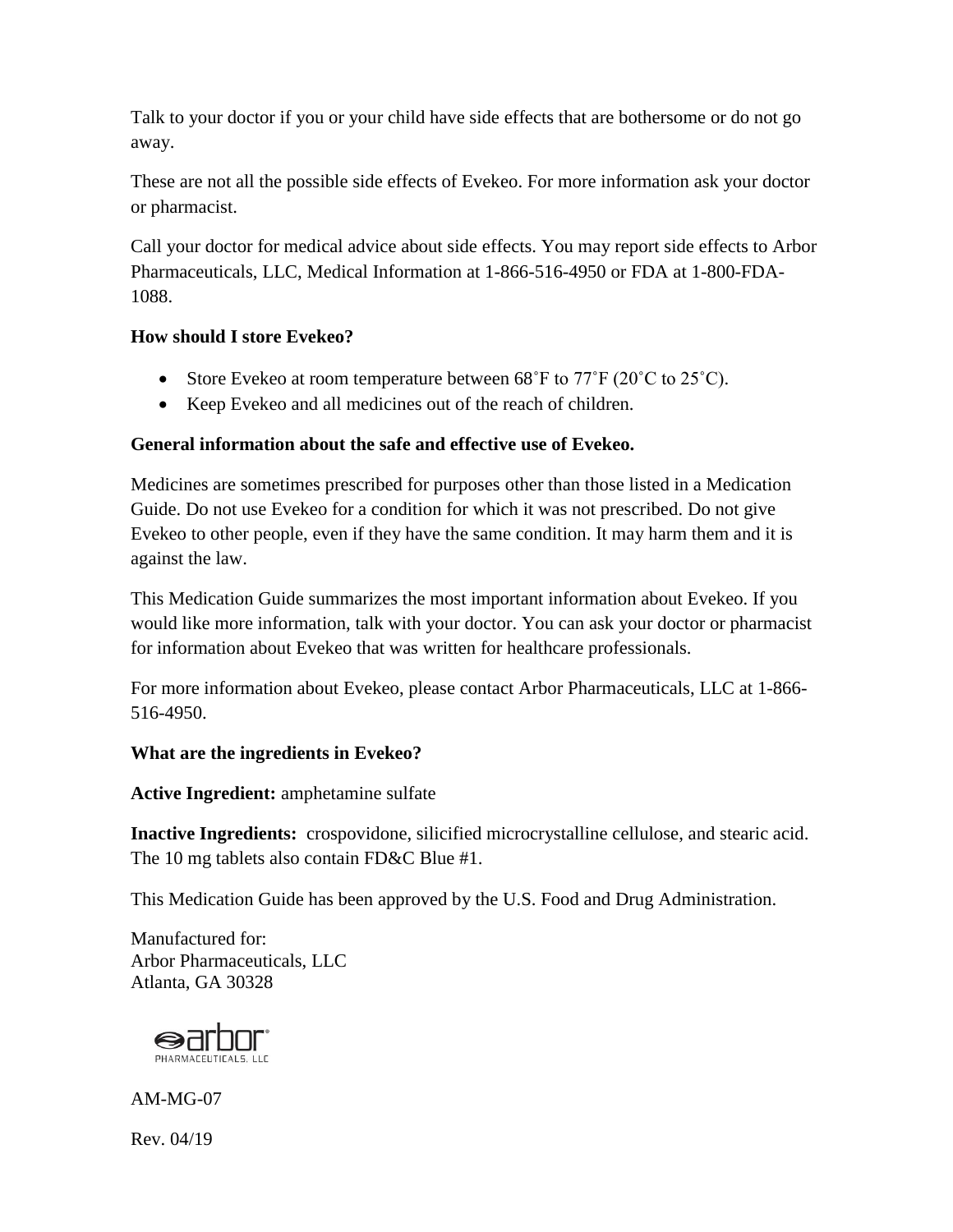Talk to your doctor if you or your child have side effects that are bothersome or do not go away.

These are not all the possible side effects of Evekeo. For more information ask your doctor or pharmacist.

Call your doctor for medical advice about side effects. You may report side effects to Arbor Pharmaceuticals, LLC, Medical Information at 1-866-516-4950 or FDA at 1-800-FDA-1088.

**How should I store Evekeo?**

- Store Evekeo at room temperature between 68˚F to 77˚F (20˚C to 25˚C).
- Keep Evekeo and all medicines out of the reach of children.

**General information about the safe and effective use of Evekeo.**

Medicines are sometimes prescribed for purposes other than those listed in a Medication Guide. Do not use Evekeo for a condition for which it was not prescribed. Do not give Evekeo to other people, even if they have the same condition. It may harm them and it is against the law.

This Medication Guide summarizes the most important information about Evekeo. If you would like more information, talk with your doctor. You can ask your doctor or pharmacist for information about Evekeo that was written for healthcare professionals.

For more information about Evekeo, please contact Arbor Pharmaceuticals, LLC at 1-866-516-4950.

**What are the ingredients in Evekeo?**

**Active Ingredient:** amphetamine sulfate

**Inactive Ingredients:** crospovidone, silicified microcrystalline cellulose, and stearic acid. The 10 mg tablets also contain FD&C Blue #1.

This Medication Guide has been approved by the U.S. Food and Drug Administration.

Manufactured for:
Arbor Pharmaceuticals, LLC
Atlanta, GA 30328

arbor
PHARMACEUTICALS, LLC

AM-MG-07

Rev. 04/19